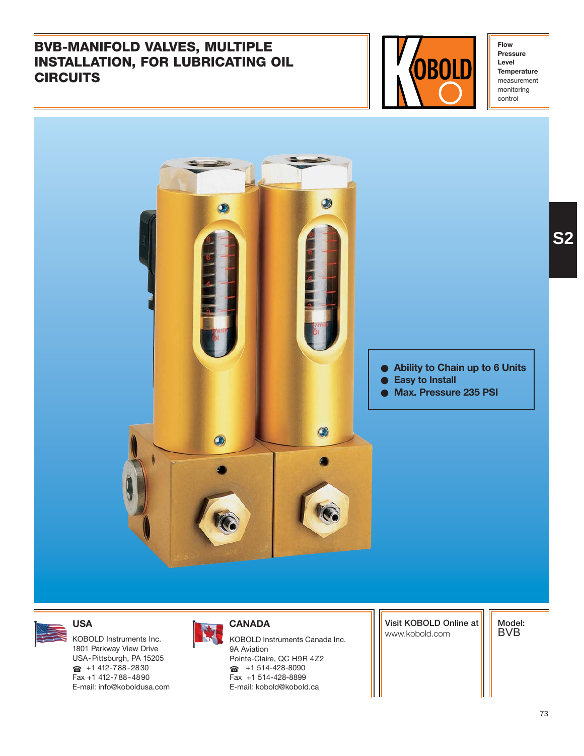# BVB-MANIFOLD VALVES, MULTIPLE INSTALLATION, FOR LUBRICATING OIL CIRCUITS

**Flow**
**Pressure**
**Level**
**Temperature**
measurement
monitoring
control

S2

- **Ability to Chain up to 6 Units**
- **Easy to Install**
- **Max. Pressure 235 PSI**

### USA

KOBOLD Instruments Inc.
1801 Parkway View Drive
USA-Pittsburgh, PA 15205
☎ +1 412-788-2830
Fax +1 412-788-4890
E-mail: info@koboldusa.com

### CANADA

KOBOLD Instruments Canada Inc.
9A Aviation
Pointe-Claire, QC H9R 4Z2
☎ +1 514-428-8090
Fax +1 514-428-8899
E-mail: kobold@kobold.ca

Visit KOBOLD Online at
www.kobold.com

Model:
BVB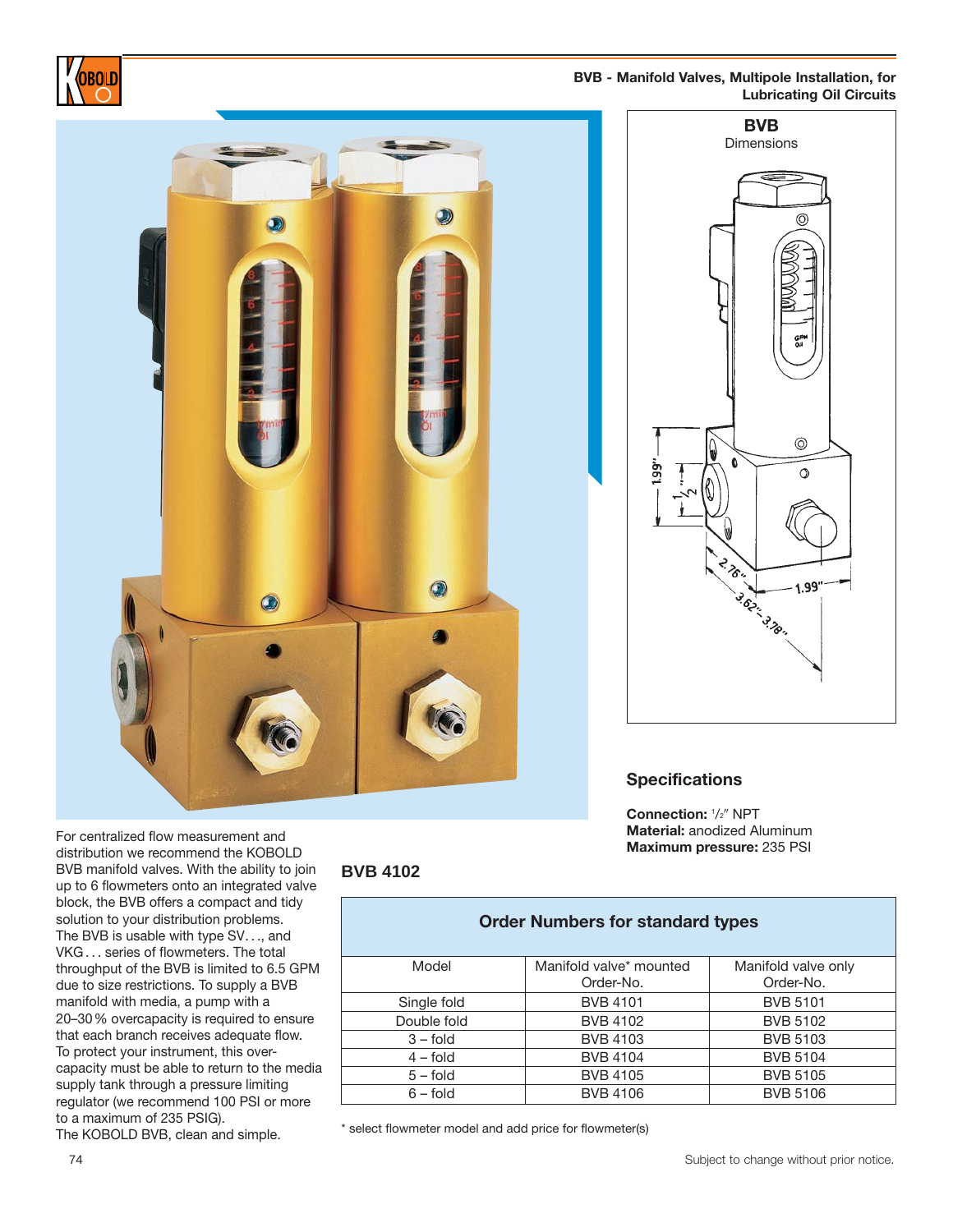# BVB - Manifold Valves, Multipole Installation, for Lubricating Oil Circuits

## BVB

Dimensions

1.99"
1/2"
2.76"
3.62"–3.78"
1.99"

For centralized flow measurement and distribution we recommend the KOBOLD BVB manifold valves. With the ability to join up to 6 flowmeters onto an integrated valve block, the BVB offers a compact and tidy solution to your distribution problems. The BVB is usable with type SV. . ., and VKG . . . series of flowmeters. The total throughput of the BVB is limited to 6.5 GPM due to size restrictions. To supply a BVB manifold with media, a pump with a 20–30 % overcapacity is required to ensure that each branch receives adequate flow. To protect your instrument, this overcapacity must be able to return to the media supply tank through a pressure limiting regulator (we recommend 100 PSI or more to a maximum of 235 PSIG).
The KOBOLD BVB, clean and simple.

### BVB 4102

## Specifications

**Connection:** 1/2" NPT
**Material:** anodized Aluminum
**Maximum pressure:** 235 PSI

### Order Numbers for standard types

| Model | Manifold valve* mounted Order-No. | Manifold valve only Order-No. |
|---|---|---|
| Single fold | BVB 4101 | BVB 5101 |
| Double fold | BVB 4102 | BVB 5102 |
| 3 – fold | BVB 4103 | BVB 5103 |
| 4 – fold | BVB 4104 | BVB 5104 |
| 5 – fold | BVB 4105 | BVB 5105 |
| 6 – fold | BVB 4106 | BVB 5106 |

\* select flowmeter model and add price for flowmeter(s)

Subject to change without prior notice.